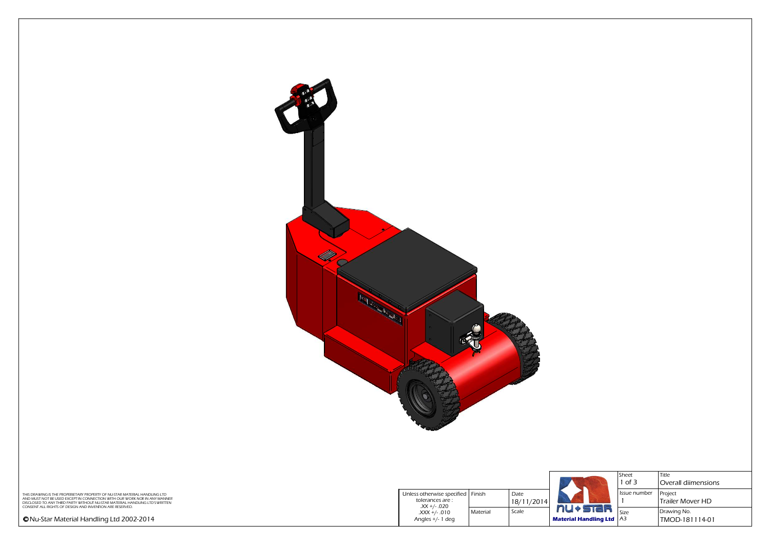THIS DRAWING IS THE PROPERIETARY PROPERTY OF NU-STAR MATERIAL HANDLING LTD AND MUST NOT BE USED EXCEPT IN CONNECTION WITH OUR WORK NOR IN ANY MANNER DISCLOSED TO ANY THIRD PARTY WITHOUT NU-STAR MATERIAL HANDLING LTD'S WRITTEN CONSENT ALL RIGHTS OF DESIGN AND INVENTION ARE RESERVED.

© Nu-Star Material Handling Ltd 2002-2014

| Unless otherwise specified tolerances are : .XX +/- .020 .XXX +/- .010 Angles +/- 1 deg | Finish | Date 18/11/2014 | nu ✦ star Material Handling Ltd | Sheet 1 of 3 | Title Overall diimensions |
|---|---|---|---|---|---|
| | Material | Scale | | Issue number 1 | Project Trailer Mover HD |
| | | | | Size A3 | Drawing No. TMOD-181114-01 |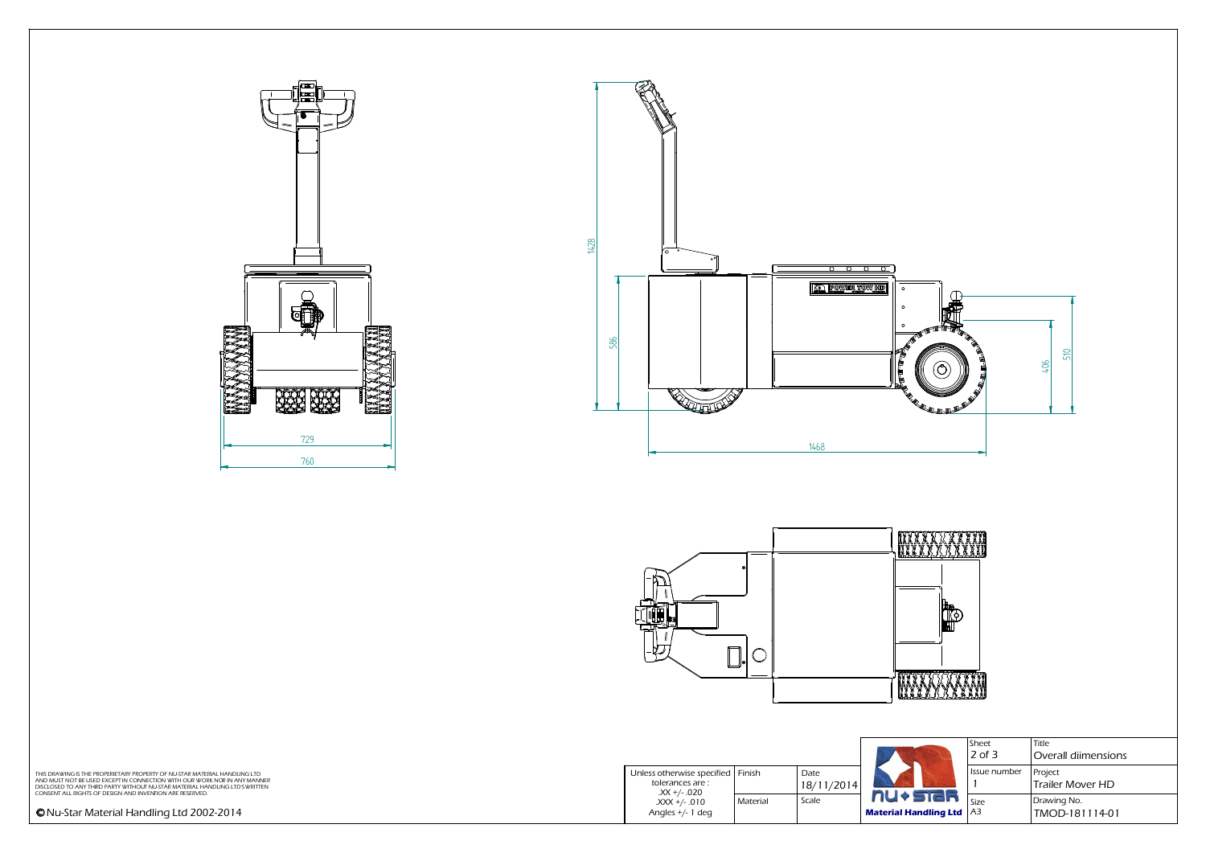729

760

1428

586

POWER TOW HD

406

510

1468

THIS DRAWING IS THE PROPERIETARY PROPERTY OF NU-STAR MATERIAL HANDLING LTD AND MUST NOT BE USED EXCEPT IN CONNECTION WITH OUR WORK NOR IN ANY MANNER DISCLOSED TO ANY THIRD PARTY WITHOUT NU-STAR MATERIAL HANDLING LTD'S WRITTEN CONSENT ALL RIGHTS OF DESIGN AND INVENTION ARE RESERVED.

© Nu-Star Material Handling Ltd 2002-2014

| Unless otherwise specified tolerances are : .XX +/- .020 .XXX +/- .010 Angles +/- 1 deg | Finish | Date 18/11/2014 | nu ◆ star Material Handling Ltd | Sheet 2 of 3 | Title Overall diimensions |
|---|---|---|---|---|---|
| | | | | Issue number 1 | Project Trailer Mover HD |
| | Material | Scale | | Size A3 | Drawing No. TMOD-181114-01 |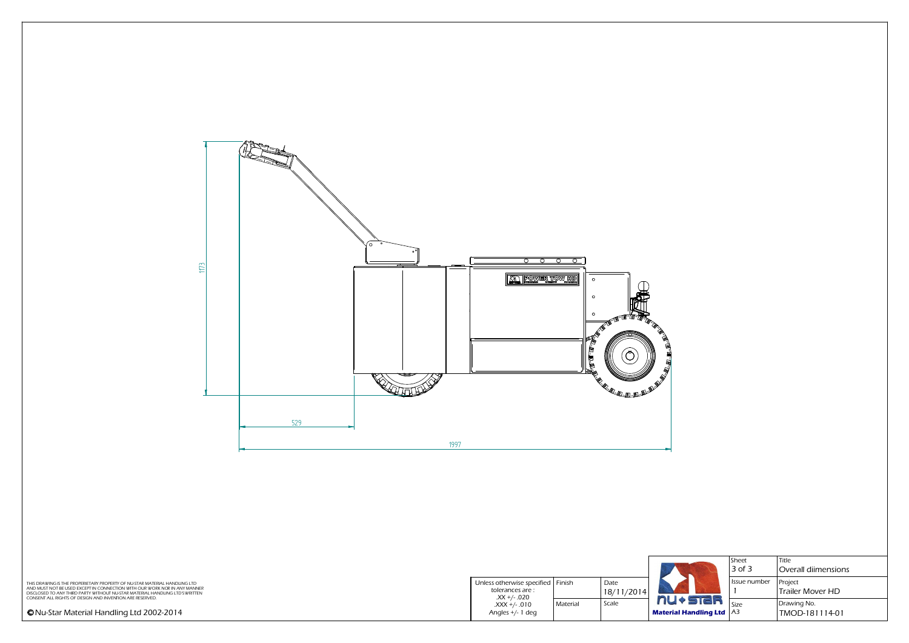1173

529

1997

POWER TOW HD

THIS DRAWING IS THE PROPERIETARY PROPERTY OF NU-STAR MATERIAL HANDLING LTD AND MUST NOT BE USED EXCEPT IN CONNECTION WITH OUR WORK NOR IN ANY MANNER DISCLOSED TO ANY THIRD PARTY WITHOUT NU-STAR MATERIAL HANDLING LTD'S WRITTEN CONSENT ALL RIGHTS OF DESIGN AND INVENTION ARE RESERVED.

© Nu-Star Material Handling Ltd 2002-2014

| | | | | | |
|---|---|---|---|---|---|
| Unless otherwise specified tolerances are : .XX +/- .020 .XXX +/- .010 Angles +/- 1 deg | Finish | Date 18/11/2014 | nu ◆ star Material Handling Ltd | Sheet 3 of 3 | Title Overall diimensions |
| | | | | Issue number 1 | Project Trailer Mover HD |
| | Material | Scale | | Size A3 | Drawing No. TMOD-181114-01 |